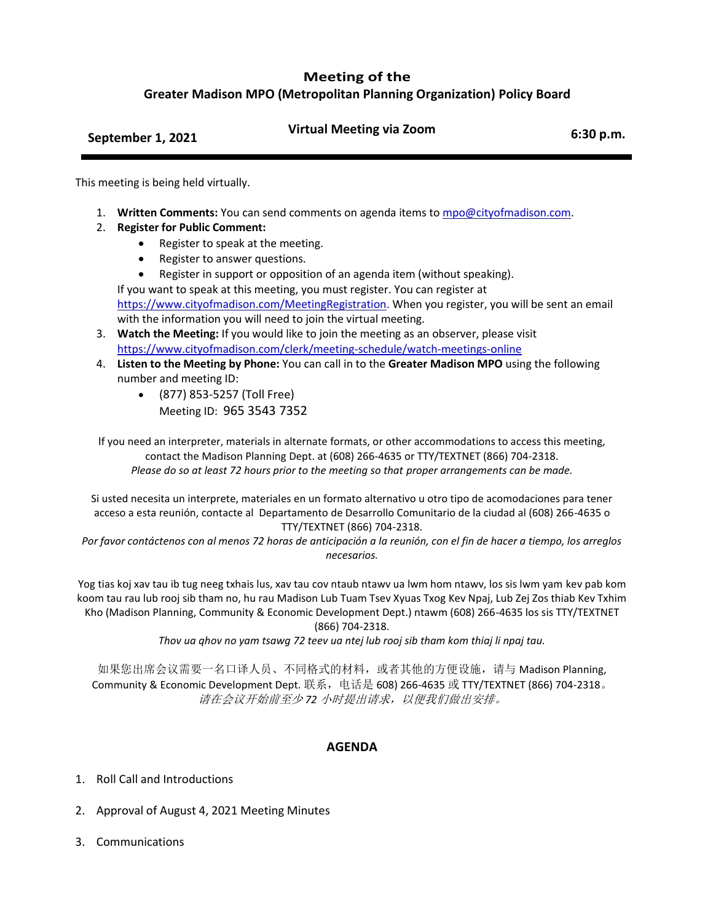# Meeting of the
## Greater Madison MPO (Metropolitan Planning Organization) Policy Board

**September 1, 2021** | **Virtual Meeting via Zoom** | **6:30 p.m.**

---

This meeting is being held virtually.

1. **Written Comments:** You can send comments on agenda items to mpo@cityofmadison.com.
2. **Register for Public Comment:**
   - Register to speak at the meeting.
   - Register to answer questions.
   - Register in support or opposition of an agenda item (without speaking).

   If you want to speak at this meeting, you must register. You can register at https://www.cityofmadison.com/MeetingRegistration. When you register, you will be sent an email with the information you will need to join the virtual meeting.
3. **Watch the Meeting:** If you would like to join the meeting as an observer, please visit https://www.cityofmadison.com/clerk/meeting-schedule/watch-meetings-online
4. **Listen to the Meeting by Phone:** You can call in to the **Greater Madison MPO** using the following number and meeting ID:
   - (877) 853-5257 (Toll Free)
     Meeting ID: 965 3543 7352

If you need an interpreter, materials in alternate formats, or other accommodations to access this meeting, contact the Madison Planning Dept. at (608) 266-4635 or TTY/TEXTNET (866) 704-2318.
*Please do so at least 72 hours prior to the meeting so that proper arrangements can be made.*

Si usted necesita un interprete, materiales en un formato alternativo u otro tipo de acomodaciones para tener acceso a esta reunión, contacte al Departamento de Desarrollo Comunitario de la ciudad al (608) 266-4635 o TTY/TEXTNET (866) 704-2318.
*Por favor contáctenos con al menos 72 horas de anticipación a la reunión, con el fin de hacer a tiempo, los arreglos necesarios.*

Yog tias koj xav tau ib tug neeg txhais lus, xav tau cov ntaub ntawv ua lwm hom ntawv, los sis lwm yam kev pab kom koom tau rau lub rooj sib tham no, hu rau Madison Lub Tuam Tsev Xyuas Txog Kev Npaj, Lub Zej Zos thiab Kev Txhim Kho (Madison Planning, Community & Economic Development Dept.) ntawm (608) 266-4635 los sis TTY/TEXTNET (866) 704-2318.
*Thov ua qhov no yam tsawg 72 teev ua ntej lub rooj sib tham kom thiaj li npaj tau.*

如果您出席会议需要一名口译人员、不同格式的材料，或者其他的方便设施，请与 Madison Planning, Community & Economic Development Dept. 联系，电话是 608) 266-4635 或 TTY/TEXTNET (866) 704-2318。
*请在会议开始前至少 72 小时提出请求，以便我们做出安排。*

## AGENDA

1. Roll Call and Introductions
2. Approval of August 4, 2021 Meeting Minutes
3. Communications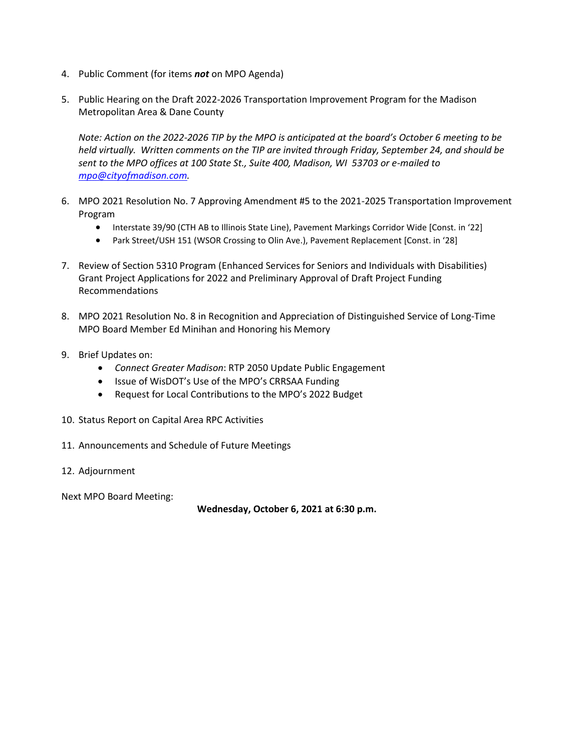4. Public Comment (for items ***not*** on MPO Agenda)

5. Public Hearing on the Draft 2022-2026 Transportation Improvement Program for the Madison Metropolitan Area & Dane County

   *Note: Action on the 2022-2026 TIP by the MPO is anticipated at the board's October 6 meeting to be held virtually. Written comments on the TIP are invited through Friday, September 24, and should be sent to the MPO offices at 100 State St., Suite 400, Madison, WI 53703 or e-mailed to [mpo@cityofmadison.com](mailto:mpo@cityofmadison.com).*

6. MPO 2021 Resolution No. 7 Approving Amendment #5 to the 2021-2025 Transportation Improvement Program
   - Interstate 39/90 (CTH AB to Illinois State Line), Pavement Markings Corridor Wide [Const. in '22]
   - Park Street/USH 151 (WSOR Crossing to Olin Ave.), Pavement Replacement [Const. in '28]

7. Review of Section 5310 Program (Enhanced Services for Seniors and Individuals with Disabilities) Grant Project Applications for 2022 and Preliminary Approval of Draft Project Funding Recommendations

8. MPO 2021 Resolution No. 8 in Recognition and Appreciation of Distinguished Service of Long-Time MPO Board Member Ed Minihan and Honoring his Memory

9. Brief Updates on:
   - *Connect Greater Madison*: RTP 2050 Update Public Engagement
   - Issue of WisDOT's Use of the MPO's CRRSAA Funding
   - Request for Local Contributions to the MPO's 2022 Budget

10. Status Report on Capital Area RPC Activities

11. Announcements and Schedule of Future Meetings

12. Adjournment

Next MPO Board Meeting:

**Wednesday, October 6, 2021 at 6:30 p.m.**